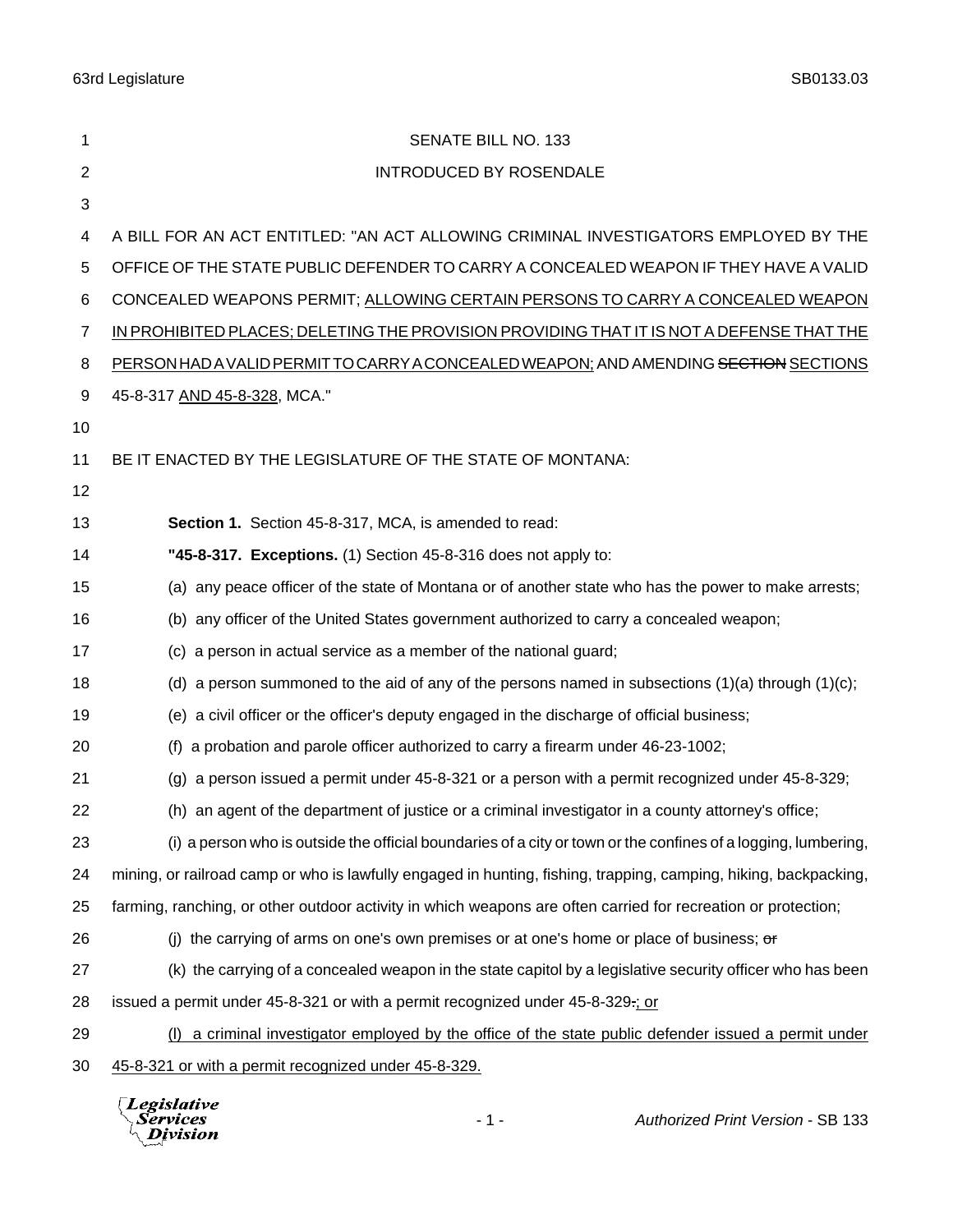SENATE BILL NO. 133

INTRODUCED BY ROSENDALE

A BILL FOR AN ACT ENTITLED: "AN ACT ALLOWING CRIMINAL INVESTIGATORS EMPLOYED BY THE OFFICE OF THE STATE PUBLIC DEFENDER TO CARRY A CONCEALED WEAPON IF THEY HAVE A VALID CONCEALED WEAPONS PERMIT; <u>ALLOWING CERTAIN PERSONS TO CARRY A CONCEALED WEAPON IN PROHIBITED PLACES; DELETING THE PROVISION PROVIDING THAT IT IS NOT A DEFENSE THAT THE PERSON HAD A VALID PERMIT TO CARRY A CONCEALED WEAPON;</u> AND AMENDING ~~SECTION~~ <u>SECTIONS</u> 45-8-317 <u>AND 45-8-328</u>, MCA."

BE IT ENACTED BY THE LEGISLATURE OF THE STATE OF MONTANA:

**Section 1.** Section 45-8-317, MCA, is amended to read:

**"45-8-317. Exceptions.** (1) Section 45-8-316 does not apply to:

(a) any peace officer of the state of Montana or of another state who has the power to make arrests;

(b) any officer of the United States government authorized to carry a concealed weapon;

(c) a person in actual service as a member of the national guard;

(d) a person summoned to the aid of any of the persons named in subsections (1)(a) through (1)(c);

(e) a civil officer or the officer's deputy engaged in the discharge of official business;

(f) a probation and parole officer authorized to carry a firearm under 46-23-1002;

(g) a person issued a permit under 45-8-321 or a person with a permit recognized under 45-8-329;

(h) an agent of the department of justice or a criminal investigator in a county attorney's office;

(i) a person who is outside the official boundaries of a city or town or the confines of a logging, lumbering, mining, or railroad camp or who is lawfully engaged in hunting, fishing, trapping, camping, hiking, backpacking, farming, ranching, or other outdoor activity in which weapons are often carried for recreation or protection;

(j) the carrying of arms on one's own premises or at one's home or place of business; ~~or~~

(k) the carrying of a concealed weapon in the state capitol by a legislative security officer who has been issued a permit under 45-8-321 or with a permit recognized under 45-8-329~~.~~<u>; or</u>

<u>(l) a criminal investigator employed by the office of the state public defender issued a permit under 45-8-321 or with a permit recognized under 45-8-329.</u>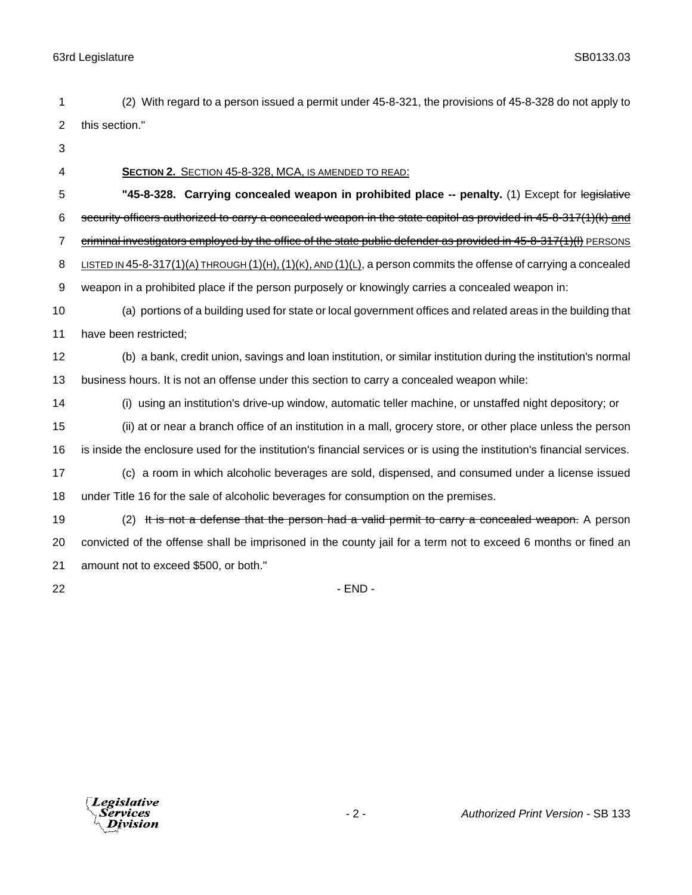(2) With regard to a person issued a permit under 45-8-321, the provisions of 45-8-328 do not apply to this section."

**SECTION 2.** SECTION 45-8-328, MCA, IS AMENDED TO READ:

**"45-8-328. Carrying concealed weapon in prohibited place -- penalty.** (1) Except for ~~legislative security officers authorized to carry a concealed weapon in the state capitol as provided in 45-8-317(1)(k) and criminal investigators employed by the office of the state public defender as provided in 45-8-317(1)(l)~~ PERSONS LISTED IN 45-8-317(1)(A) THROUGH (1)(H), (1)(K), AND (1)(L), a person commits the offense of carrying a concealed weapon in a prohibited place if the person purposely or knowingly carries a concealed weapon in:

(a) portions of a building used for state or local government offices and related areas in the building that have been restricted;

(b) a bank, credit union, savings and loan institution, or similar institution during the institution's normal business hours. It is not an offense under this section to carry a concealed weapon while:

(i) using an institution's drive-up window, automatic teller machine, or unstaffed night depository; or

(ii) at or near a branch office of an institution in a mall, grocery store, or other place unless the person is inside the enclosure used for the institution's financial services or is using the institution's financial services.

(c) a room in which alcoholic beverages are sold, dispensed, and consumed under a license issued under Title 16 for the sale of alcoholic beverages for consumption on the premises.

(2) ~~It is not a defense that the person had a valid permit to carry a concealed weapon.~~ A person convicted of the offense shall be imprisoned in the county jail for a term not to exceed 6 months or fined an amount not to exceed $500, or both."

- END -